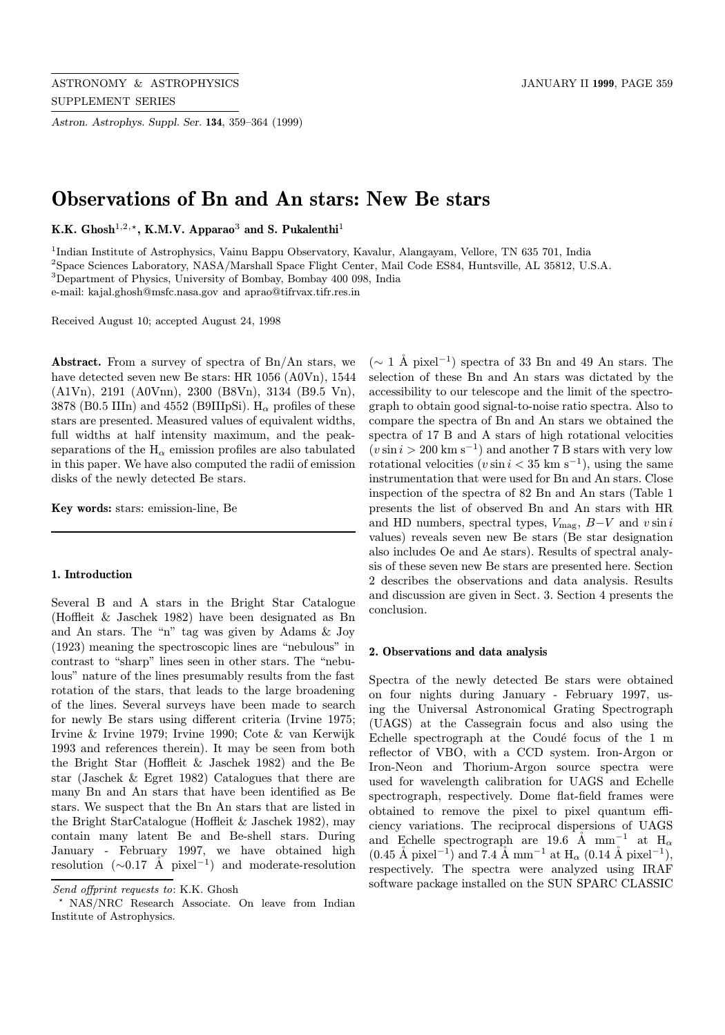# Observations of Bn and An stars: New Be stars

**K.K. Ghosh**[1,2,⋆], **K.M.V. Apparao**[3] **and S. Pukalenthi**[1]

[1]Indian Institute of Astrophysics, Vainu Bappu Observatory, Kavalur, Alangayam, Vellore, TN 635 701, India
[2]Space Sciences Laboratory, NASA/Marshall Space Flight Center, Mail Code ES84, Huntsville, AL 35812, U.S.A.
[3]Department of Physics, University of Bombay, Bombay 400 098, India
e-mail: kajal.ghosh@msfc.nasa.gov and aprao@tifrvax.tifr.res.in

Received August 10; accepted August 24, 1998

**Abstract.** From a survey of spectra of Bn/An stars, we have detected seven new Be stars: HR 1056 (A0Vn), 1544 (A1Vn), 2191 (A0Vnn), 2300 (B8Vn), 3134 (B9.5 Vn), 3878 (B0.5 IIIn) and 4552 (B9IIIpSi). $H_\alpha$ profiles of these stars are presented. Measured values of equivalent widths, full widths at half intensity maximum, and the peak-separations of the $H_\alpha$ emission profiles are also tabulated in this paper. We have also computed the radii of emission disks of the newly detected Be stars.

**Key words:** stars: emission-line, Be

## 1. Introduction

Several B and A stars in the Bright Star Catalogue (Hoffleit & Jaschek 1982) have been designated as Bn and An stars. The "n" tag was given by Adams & Joy (1923) meaning the spectroscopic lines are "nebulous" in contrast to "sharp" lines seen in other stars. The "nebulous" nature of the lines presumably results from the fast rotation of the stars, that leads to the large broadening of the lines. Several surveys have been made to search for newly Be stars using different criteria (Irvine 1975; Irvine & Irvine 1979; Irvine 1990; Cote & van Kerwijk 1993 and references therein). It may be seen from both the Bright Star (Hoffleit & Jaschek 1982) and the Be star (Jaschek & Egret 1982) Catalogues that there are many Bn and An stars that have been identified as Be stars. We suspect that the Bn An stars that are listed in the Bright StarCatalogue (Hoffleit & Jaschek 1982), may contain many latent Be and Be-shell stars. During January - February 1997, we have obtained high resolution ($\sim$0.17 Å pixel$^{-1}$) and moderate-resolution ($\sim$ 1 Å pixel$^{-1}$) spectra of 33 Bn and 49 An stars. The selection of these Bn and An stars was dictated by the accessibility to our telescope and the limit of the spectrograph to obtain good signal-to-noise ratio spectra. Also to compare the spectra of Bn and An stars we obtained the spectra of 17 B and A stars of high rotational velocities ($v \sin i > 200$ km s$^{-1}$) and another 7 B stars with very low rotational velocities ($v \sin i < 35$ km s$^{-1}$), using the same instrumentation that were used for Bn and An stars. Close inspection of the spectra of 82 Bn and An stars (Table 1 presents the list of observed Bn and An stars with HR and HD numbers, spectral types, $V_{\rm mag}$, $B-V$ and $v \sin i$ values) reveals seven new Be stars (Be star designation also includes Oe and Ae stars). Results of spectral analysis of these seven new Be stars are presented here. Section 2 describes the observations and data analysis. Results and discussion are given in Sect. 3. Section 4 presents the conclusion.

## 2. Observations and data analysis

Spectra of the newly detected Be stars were obtained on four nights during January - February 1997, using the Universal Astronomical Grating Spectrograph (UAGS) at the Cassegrain focus and also using the Echelle spectrograph at the Coudé focus of the 1 m reflector of VBO, with a CCD system. Iron-Argon or Iron-Neon and Thorium-Argon source spectra were used for wavelength calibration for UAGS and Echelle spectrograph, respectively. Dome flat-field frames were obtained to remove the pixel to pixel quantum efficiency variations. The reciprocal dispersions of UAGS and Echelle spectrograph are 19.6 Å mm$^{-1}$ at $H_\alpha$ (0.45 Å pixel$^{-1}$) and 7.4 Å mm$^{-1}$ at $H_\alpha$ (0.14 Å pixel$^{-1}$), respectively. The spectra were analyzed using IRAF software package installed on the SUN SPARC CLASSIC

*Send offprint requests to*: K.K. Ghosh

⋆ NAS/NRC Research Associate. On leave from Indian Institute of Astrophysics.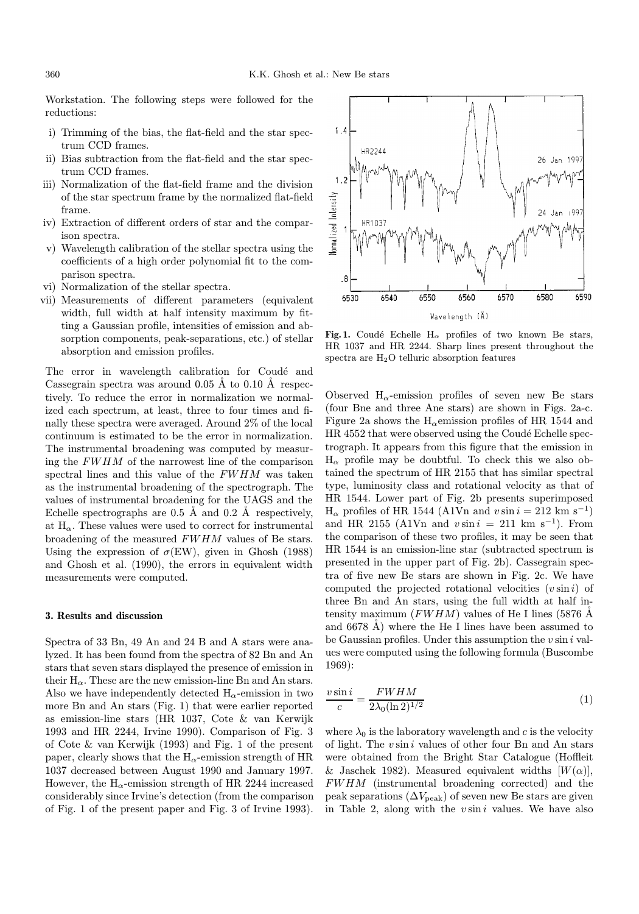Workstation. The following steps were followed for the reductions:

i) Trimming of the bias, the flat-field and the star spectrum CCD frames.
ii) Bias subtraction from the flat-field and the star spectrum CCD frames.
iii) Normalization of the flat-field frame and the division of the star spectrum frame by the normalized flat-field frame.
iv) Extraction of different orders of star and the comparison spectra.
v) Wavelength calibration of the stellar spectra using the coefficients of a high order polynomial fit to the comparison spectra.
vi) Normalization of the stellar spectra.
vii) Measurements of different parameters (equivalent width, full width at half intensity maximum by fitting a Gaussian profile, intensities of emission and absorption components, peak-separations, etc.) of stellar absorption and emission profiles.

The error in wavelength calibration for Coudé and Cassegrain spectra was around 0.05 Å to 0.10 Å respectively. To reduce the error in normalization we normalized each spectrum, at least, three to four times and finally these spectra were averaged. Around 2% of the local continuum is estimated to be the error in normalization. The instrumental broadening was computed by measuring the $FWHM$ of the narrowest line of the comparison spectral lines and this value of the $FWHM$ was taken as the instrumental broadening of the spectrograph. The values of instrumental broadening for the UAGS and the Echelle spectrographs are 0.5 Å and 0.2 Å respectively, at $H_\alpha$. These values were used to correct for instrumental broadening of the measured $FWHM$ values of Be stars. Using the expression of $\sigma$(EW), given in Ghosh (1988) and Ghosh et al. (1990), the errors in equivalent width measurements were computed.

### 3. Results and discussion

Spectra of 33 Bn, 49 An and 24 B and A stars were analyzed. It has been found from the spectra of 82 Bn and An stars that seven stars displayed the presence of emission in their $H_\alpha$. These are the new emission-line Bn and An stars. Also we have independently detected $H_\alpha$-emission in two more Bn and An stars (Fig. 1) that were earlier reported as emission-line stars (HR 1037, Cote & van Kerwijk 1993 and HR 2244, Irvine 1990). Comparison of Fig. 3 of Cote & van Kerwijk (1993) and Fig. 1 of the present paper, clearly shows that the $H_\alpha$-emission strength of HR 1037 decreased between August 1990 and January 1997. However, the $H_\alpha$-emission strength of HR 2244 increased considerably since Irvine's detection (from the comparison of Fig. 1 of the present paper and Fig. 3 of Irvine 1993).

**Fig. 1.** Coudé Echelle $H_\alpha$ profiles of two known Be stars, HR 1037 and HR 2244. Sharp lines present throughout the spectra are $H_2O$ telluric absorption features

Observed $H_\alpha$-emission profiles of seven new Be stars (four Bne and three Ane stars) are shown in Figs. 2a-c. Figure 2a shows the $H_\alpha$emission profiles of HR 1544 and HR 4552 that were observed using the Coudé Echelle spectrograph. It appears from this figure that the emission in $H_\alpha$ profile may be doubtful. To check this we also obtained the spectrum of HR 2155 that has similar spectral type, luminosity class and rotational velocity as that of HR 1544. Lower part of Fig. 2b presents superimposed $H_\alpha$ profiles of HR 1544 (A1Vn and $v \sin i$ = 212 km s$^{-1}$) and HR 2155 (A1Vn and $v \sin i$ = 211 km s$^{-1}$). From the comparison of these two profiles, it may be seen that HR 1544 is an emission-line star (subtracted spectrum is presented in the upper part of Fig. 2b). Cassegrain spectra of five new Be stars are shown in Fig. 2c. We have computed the projected rotational velocities ($v \sin i$) of three Bn and An stars, using the full width at half intensity maximum ($FWHM$) values of He I lines (5876 Å and 6678 Å) where the He I lines have been assumed to be Gaussian profiles. Under this assumption the $v \sin i$ values were computed using the following formula (Buscombe 1969):

$$\frac{v \sin i}{c} = \frac{FWHM}{2\lambda_0 (\ln 2)^{1/2}} \tag{1}$$

where $\lambda_0$ is the laboratory wavelength and $c$ is the velocity of light. The $v \sin i$ values of other four Bn and An stars were obtained from the Bright Star Catalogue (Hoffleit & Jaschek 1982). Measured equivalent widths [$W(\alpha)$], $FWHM$ (instrumental broadening corrected) and the peak separations ($\Delta V_{\rm peak}$) of seven new Be stars are given in Table 2, along with the $v \sin i$ values. We have also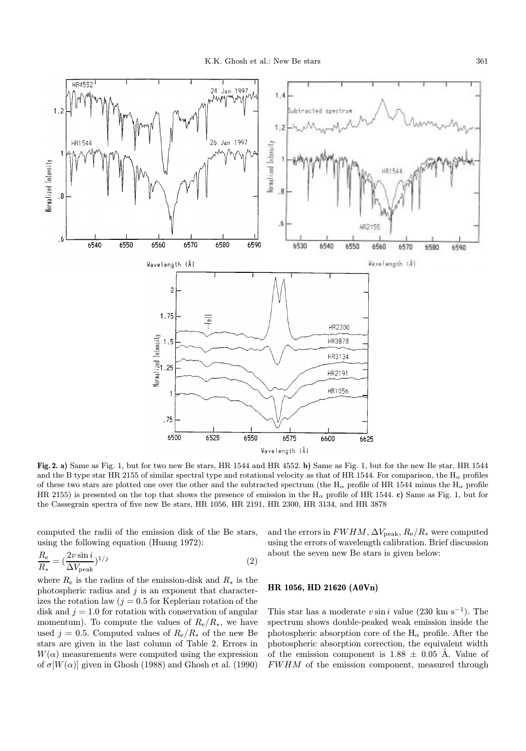**Fig. 2. a)** Same as Fig. 1, but for two new Be stars, HR 1544 and HR 4552. **b)** Same as Fig. 1, but for the new Be star, HR 1544 and the B type star HR 2155 of similar spectral type and rotational velocity as that of HR 1544. For comparison, the $H_\alpha$ profiles of these two stars are plotted one over the other and the subtracted spectrum (the $H_\alpha$ profile of HR 1544 minus the $H_\alpha$ profile HR 2155) is presented on the top that shows the presence of emission in the $H_\alpha$ profile of HR 1544. **c)** Same as Fig. 1, but for the Cassegrain spectra of five new Be stars, HR 1056, HR 2191, HR 2300, HR 3134, and HR 3878

computed the radii of the emission disk of the Be stars, using the following equation (Huang 1972):

$$\frac{R_\mathrm{e}}{R_*} = \left(\frac{2v\sin i}{\Delta V_\mathrm{peak}}\right)^{1/j} \tag{2}$$

where $R_\mathrm{e}$ is the radius of the emission-disk and $R_*$ is the photospheric radius and $j$ is an exponent that characterizes the rotation law ($j = 0.5$ for Keplerian rotation of the disk and $j = 1.0$ for rotation with conservation of angular momentum). To compute the values of $R_\mathrm{e}/R_*$, we have used $j = 0.5$. Computed values of $R_\mathrm{e}/R_*$ of the new Be stars are given in the last column of Table 2. Errors in $W(\alpha)$ measurements were computed using the expression of $\sigma[W(\alpha)]$ given in Ghosh (1988) and Ghosh et al. (1990) and the errors in $FWHM$, $\Delta V_\mathrm{peak}$, $R_\mathrm{e}/R_*$ were computed using the errors of wavelength calibration. Brief discussion about the seven new Be stars is given below:

### HR 1056, HD 21620 (A0Vn)

This star has a moderate $v\sin i$ value (230 km s$^{-1}$). The spectrum shows double-peaked weak emission inside the photospheric absorption core of the $H_\alpha$ profile. After the photospheric absorption correction, the equivalent width of the emission component is $1.88 \pm 0.05$ Å. Value of $FWHM$ of the emission component, measured through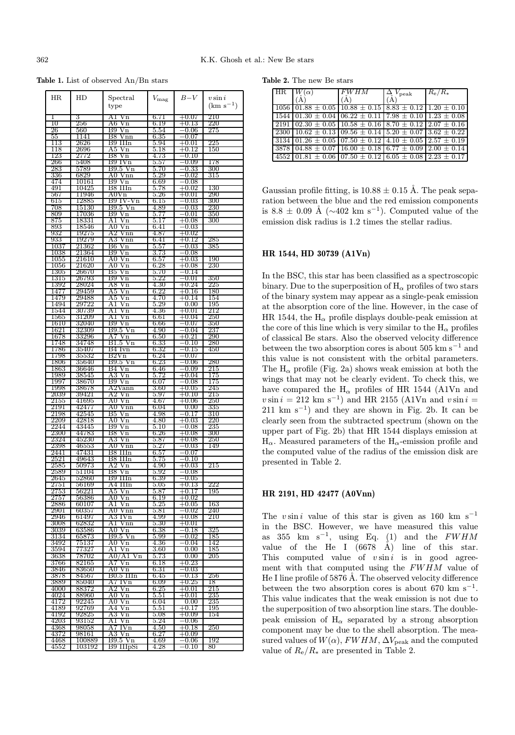**Table 1.** List of observed An/Bn stars

| HR | HD | Spectral type | $V_{\rm mag}$ | $B-V$ | $v \sin i$ (km s$^{-1}$) |
|---|---|---|---|---|---|
| 1 | 3 | A1 Vn | 6.71 | +0.07 | 210 |
| 10 | 256 | A6 Vn | 6.19 | +0.13 | 220 |
| 26 | 560 | B9 Vn | 5.54 | −0.06 | 275 |
| 55 | 1141 | B8 Vnn | 6.35 | −0.07 | |
| 113 | 2626 | B9 IIIn | 5.94 | +0.01 | 225 |
| 118 | 2696 | A5 Vn | 5.18 | +0.12 | 150 |
| 123 | 2772 | B8 Vn | 4.73 | −0.10 | |
| 266 | 5408 | B9 IVn | 5.57 | −0.09 | 178 |
| 283 | 5789 | B9.5 Vn | 5.70 | −0.33 | 300 |
| 336 | 6829 | A0 Vnn | 5.29 | −0.02 | 315 |
| 474 | 10161 | B9 Vn | 6.69 | −0.08 | |
| 491 | 10425 | B8 IIIn | 5.78 | +0.02 | 130 |
| 567 | 11946 | A0Vn | 5.26 | +0.01 | 290 |
| 615 | 12885 | B9 IV-Vn | 6.15 | −0.03 | 300 |
| 708 | 15130 | B9.5 Vn | 4.89 | −0.03 | 230 |
| 809 | 17036 | B9 Vn | 5.77 | −0.01 | 350 |
| 875 | 18331 | A1 Vn | 5.17 | +0.08 | 300 |
| 893 | 18546 | A0 Vn | 6.41 | −0.03 | |
| 932 | 19275 | A2 Vnn | 4.87 | +0.02 | |
| 933 | 19279 | A3 Vnn | 6.41 | +0.12 | 285 |
| 1037 | 21362 | B6 Vn | 5.57 | −0.03 | 385 |
| 1038 | 21364 | B9 Vn | 3.73 | −0.08 | |
| 1055 | 21610 | A0 Vn | 6.57 | +0.03 | 190 |
| 1056 | 21620 | A0 Vn | 6.28 | +0.08 | 230 |
| 1305 | 26670 | B5 Vn | 5.70 | −0.14 | |
| 1315 | 26793 | B9 Vn | 5.22 | −0.01 | 350 |
| 1392 | 28024 | A8 Vn | 4.30 | +0.24 | 225 |
| 1477 | 29459 | A5 Vn | 6.22 | +0.16 | 180 |
| 1479 | 29488 | A5 Vn | 4.70 | +0.14 | 154 |
| 1494 | 29722 | A1 Vn | 5.29 | 0.00 | 195 |
| 1544 | 30739 | A1 Vn | 4.36 | +0.01 | 212 |
| 1565 | 31209 | A1 Vn | 6.61 | +0.04 | 250 |
| 1610 | 32040 | B9 Vn | 6.66 | −0.07 | 350 |
| 1621 | 32309 | B9.5 Vn | 4.90 | −0.04 | 237 |
| 1678 | 33296 | A7 Vn | 6.50 | +0.21 | 290 |
| 1748 | 34748 | B1.5 Vn | 6.33 | −0.10 | 280 |
| 1786 | 35407 | B4 IVn | 6.32 | −0.15 | 450 |
| 1798 | 35532 | B2Vn | 6.24 | −0.07 | |
| 1806 | 35640 | B9.5 Vn | 6.23 | −0.06 | 280 |
| 1863 | 36646 | B4 Vn | 6.46 | −0.09 | 215 |
| 1989 | 38545 | A3 Vn | 5.72 | +0.04 | 175 |
| 1997 | 38670 | B9 Vn | 6.07 | −0.08 | 175 |
| 1998 | 38678 | A2Vann | 3.60 | +0.05 | 245 |
| 2039 | 39421 | A2 Vn | 5.97 | +0.10 | 215 |
| 2155 | 41695 | A0 Vn | 4.67 | +0.06 | 250 |
| 2191 | 42477 | A0 Vnn | 6.04 | 0.00 | 335 |
| 2198 | 42545 | B5 Vn | 4.98 | −0.17 | 310 |
| 2209 | 42818 | A0 Vn | 4.80 | +0.03 | 220 |
| 2244 | 43445 | B9 Vn | 5.10 | −0.08 | 235 |
| 2300 | 44783 | B8 Vn | 6.26 | +0.08 | 300 |
| 2324 | 45230 | A3 Vn | 5.87 | +0.08 | 250 |
| 2398 | 46553 | A0 Vnn | 5.27 | −0.03 | 149 |
| 2441 | 47431 | B8 IIIn | 6.57 | −0.07 | |
| 2521 | 49643 | B8 IIIn | 5.75 | −0.10 | |
| 2585 | 50973 | A2 Vn | 4.90 | +0.03 | 215 |
| 2589 | 51104 | B8 Vn | 5.92 | −0.08 | |
| 2645 | 52860 | B9 IIIn | 6.39 | −0.05 | |
| 2751 | 56169 | A4 IIIn | 5.05 | +0.13 | 222 |
| 2753 | 56221 | A5 Vn | 5.87 | +0.17 | 195 |
| 2757 | 56386 | A0 Vn | 6.19 | +0.02 | |
| 2886 | 60107 | A1 Vn | 5.25 | +0.05 | 163 |
| 2901 | 60357 | A0 Vnn | 5.81 | −0.02 | 240 |
| 2946 | 61497 | A3 IVn | 4.99 | +0.08 | 210 |
| 3008 | 62832 | A1 Vnn | 5.30 | +0.01 | |
| 3039 | 63586 | A0 Vn | 6.38 | −0.18 | 325 |
| 3134 | 65873 | B9.5 Vn | 5.99 | −0.02 | 185 |
| 3492 | 75137 | A0 Vn | 4.36 | −0.04 | 142 |
| 3594 | 77327 | A1 Vn | 3.60 | 0.00 | 185 |
| 3638 | 78702 | A0/A1 Vn | 5.73 | 0.00 | 205 |
| 3766 | 82165 | A7 Vn | 6.18 | +0.23 | |
| 3846 | 83650 | A0 Vn | 6.31 | −0.03 | |
| 3878 | 84567 | B0.5 IIIn | 6.45 | −0.13 | 256 |
| 3889 | 85040 | A7 IVn | 6.09 | +0.25 | 18 |
| 4000 | 88372 | A2 Vn | 6.25 | +0.01 | 215 |
| 4024 | 88960 | A0 Vn | 5.51 | +0.01 | 235 |
| 4172 | 92245 | A0 Vn | 6.04 | 0.00 | 235 |
| 4189 | 92769 | A4 Vn | 5.51 | +0.17 | 195 |
| 4192 | 92825 | A3 Vn | 5.08 | +0.09 | 154 |
| 4203 | 93152 | A1 Vn | 5.24 | −0.06 | |
| 4368 | 98058 | A7 IVn | 4.50 | +0.18 | 250 |
| 4372 | 98161 | A3 Vn | 6.27 | +0.09 | |
| 4468 | 100889 | B9.5 Vn | 4.69 | −0.06 | 192 |
| 4552 | 103192 | B9 IIIpSi | 4.28 | −0.10 | 80 |

**Table 2.** The new Be stars

| HR | $W(\alpha)$ (Å) | $FWHM$ (Å) | $\Delta\ V_{\rm peak}$ (Å) | $R_{\rm e}/R_*$ |
|---|---|---|---|---|
| 1056 | 01.88 ± 0.05 | 10.88 ± 0.15 | 8.83 ± 0.12 | 1.20 ± 0.10 |
| 1544 | 01.30 ± 0.04 | 06.22 ± 0.11 | 7.98 ± 0.10 | 1.23 ± 0.08 |
| 2191 | 02.30 ± 0.05 | 10.58 ± 0.16 | 8.70 ± 0.12 | 2.07 ± 0.16 |
| 2300 | 10.62 ± 0.13 | 09.56 ± 0.14 | 5.20 ± 0.07 | 3.62 ± 0.22 |
| 3134 | 01.26 ± 0.05 | 07.50 ± 0.12 | 4.10 ± 0.05 | 2.57 ± 0.19 |
| 3878 | 04.88 ± 0.07 | 16.00 ± 0.18 | 6.77 ± 0.09 | 2.00 ± 0.14 |
| 4552 | 01.81 ± 0.06 | 07.50 ± 0.12 | 6.05 ± 0.08 | 2.23 ± 0.17 |

Gaussian profile fitting, is 10.88 ± 0.15 Å. The peak separation between the blue and the red emission components is 8.8 ± 0.09 Å (∼402 km s$^{-1}$). Computed value of the emission disk radius is 1.2 times the stellar radius.

### HR 1544, HD 30739 (A1Vn)

In the BSC, this star has been classified as a spectroscopic binary. Due to the superposition of H$_\alpha$ profiles of two stars of the binary system may appear as a single-peak emission at the absorption core of the line. However, in the case of HR 1544, the H$_\alpha$ profile displays double-peak emission at the core of this line which is very similar to the H$_\alpha$ profiles of classical Be stars. Also the observed velocity difference between the two absorption cores is about 505 km s$^{-1}$ and this value is not consistent with the orbital parameters. The H$_\alpha$ profile (Fig. 2a) shows weak emission at both the wings that may not be clearly evident. To check this, we have compared the H$_\alpha$ profiles of HR 1544 (A1Vn and $v \sin i$ = 212 km s$^{-1}$) and HR 2155 (A1Vn and $v \sin i$ = 211 km s$^{-1}$) and they are shown in Fig. 2b. It can be clearly seen from the subtracted spectrum (shown on the upper part of Fig. 2b) that HR 1544 displays emission at H$_\alpha$. Measured parameters of the H$_\alpha$-emission profile and the computed value of the radius of the emission disk are presented in Table 2.

### HR 2191, HD 42477 (A0Vnn)

The $v \sin i$ value of this star is given as 160 km s$^{-1}$ in the BSC. However, we have measured this value as 355 km s$^{-1}$, using Eq. (1) and the $FWHM$ value of the He I (6678 Å) line of this star. This computed value of $v \sin i$ is in good agreement with that computed using the $FWHM$ value of He I line profile of 5876 Å. The observed velocity difference between the two absorption cores is about 670 km s$^{-1}$. This value indicates that the weak emission is not due to the superposition of two absorption line stars. The double-peak emission of H$_\alpha$ separated by a strong absorption component may be due to the shell absorption. The measured values of $W(\alpha)$, $FWHM$, $\Delta V_{\rm peak}$ and the computed value of $R_{\rm e}/R_*$ are presented in Table 2.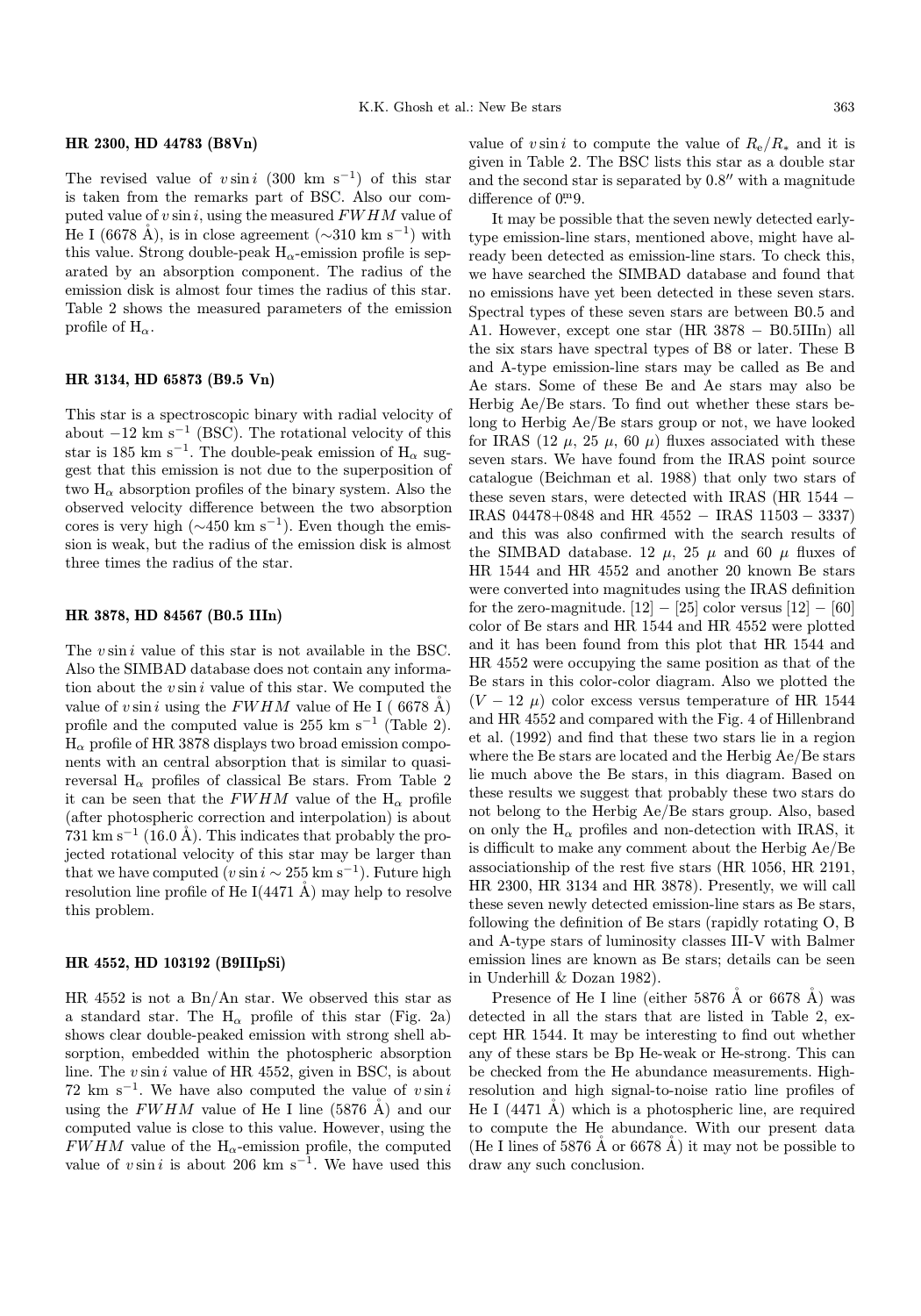### HR 2300, HD 44783 (B8Vn)

The revised value of $v \sin i$ (300 km s$^{-1}$) of this star is taken from the remarks part of BSC. Also our computed value of $v \sin i$, using the measured $FWHM$ value of He I (6678 Å), is in close agreement (∼310 km s$^{-1}$) with this value. Strong double-peak H$_\alpha$-emission profile is separated by an absorption component. The radius of the emission disk is almost four times the radius of this star. Table 2 shows the measured parameters of the emission profile of H$_\alpha$.

### HR 3134, HD 65873 (B9.5 Vn)

This star is a spectroscopic binary with radial velocity of about −12 km s$^{-1}$ (BSC). The rotational velocity of this star is 185 km s$^{-1}$. The double-peak emission of H$_\alpha$ suggest that this emission is not due to the superposition of two H$_\alpha$ absorption profiles of the binary system. Also the observed velocity difference between the two absorption cores is very high (∼450 km s$^{-1}$). Even though the emission is weak, but the radius of the emission disk is almost three times the radius of the star.

### HR 3878, HD 84567 (B0.5 IIIn)

The $v \sin i$ value of this star is not available in the BSC. Also the SIMBAD database does not contain any information about the $v \sin i$ value of this star. We computed the value of $v \sin i$ using the $FWHM$ value of He I ( 6678 Å) profile and the computed value is 255 km s$^{-1}$ (Table 2). H$_\alpha$ profile of HR 3878 displays two broad emission components with an central absorption that is similar to quasi-reversal H$_\alpha$ profiles of classical Be stars. From Table 2 it can be seen that the $FWHM$ value of the H$_\alpha$ profile (after photospheric correction and interpolation) is about 731 km s$^{-1}$ (16.0 Å). This indicates that probably the projected rotational velocity of this star may be larger than that we have computed ($v \sin i \sim 255$ km s$^{-1}$). Future high resolution line profile of He I(4471 Å) may help to resolve this problem.

### HR 4552, HD 103192 (B9IIIpSi)

HR 4552 is not a Bn/An star. We observed this star as a standard star. The H$_\alpha$ profile of this star (Fig. 2a) shows clear double-peaked emission with strong shell absorption, embedded within the photospheric absorption line. The $v \sin i$ value of HR 4552, given in BSC, is about 72 km s$^{-1}$. We have also computed the value of $v \sin i$ using the $FWHM$ value of He I line (5876 Å) and our computed value is close to this value. However, using the $FWHM$ value of the H$_\alpha$-emission profile, the computed value of $v \sin i$ is about 206 km s$^{-1}$. We have used this value of $v \sin i$ to compute the value of $R_e/R_*$ and it is given in Table 2. The BSC lists this star as a double star and the second star is separated by 0.8″ with a magnitude difference of $0\overset{m}{.}9$.

It may be possible that the seven newly detected early-type emission-line stars, mentioned above, might have already been detected as emission-line stars. To check this, we have searched the SIMBAD database and found that no emissions have yet been detected in these seven stars. Spectral types of these seven stars are between B0.5 and A1. However, except one star (HR 3878 − B0.5IIIn) all the six stars have spectral types of B8 or later. These B and A-type emission-line stars may be called as Be and Ae stars. Some of these Be and Ae stars may also be Herbig Ae/Be stars. To find out whether these stars belong to Herbig Ae/Be stars group or not, we have looked for IRAS (12 $\mu$, 25 $\mu$, 60 $\mu$) fluxes associated with these seven stars. We have found from the IRAS point source catalogue (Beichman et al. 1988) that only two stars of these seven stars, were detected with IRAS (HR 1544 − IRAS 04478+0848 and HR 4552 − IRAS 11503 − 3337) and this was also confirmed with the search results of the SIMBAD database. 12 $\mu$, 25 $\mu$ and 60 $\mu$ fluxes of HR 1544 and HR 4552 and another 20 known Be stars were converted into magnitudes using the IRAS definition for the zero-magnitude. [12] − [25] color versus [12] − [60] color of Be stars and HR 1544 and HR 4552 were plotted and it has been found from this plot that HR 1544 and HR 4552 were occupying the same position as that of the Be stars in this color-color diagram. Also we plotted the ($V$ − 12 $\mu$) color excess versus temperature of HR 1544 and HR 4552 and compared with the Fig. 4 of Hillenbrand et al. (1992) and find that these two stars lie in a region where the Be stars are located and the Herbig Ae/Be stars lie much above the Be stars, in this diagram. Based on these results we suggest that probably these two stars do not belong to the Herbig Ae/Be stars group. Also, based on only the H$_\alpha$ profiles and non-detection with IRAS, it is difficult to make any comment about the Herbig Ae/Be associationship of the rest five stars (HR 1056, HR 2191, HR 2300, HR 3134 and HR 3878). Presently, we will call these seven newly detected emission-line stars as Be stars, following the definition of Be stars (rapidly rotating O, B and A-type stars of luminosity classes III-V with Balmer emission lines are known as Be stars; details can be seen in Underhill & Dozan 1982).

Presence of He I line (either 5876 Å or 6678 Å) was detected in all the stars that are listed in Table 2, except HR 1544. It may be interesting to find out whether any of these stars be Bp He-weak or He-strong. This can be checked from the He abundance measurements. High-resolution and high signal-to-noise ratio line profiles of He I (4471 Å) which is a photospheric line, are required to compute the He abundance. With our present data (He I lines of 5876 Å or 6678 Å) it may not be possible to draw any such conclusion.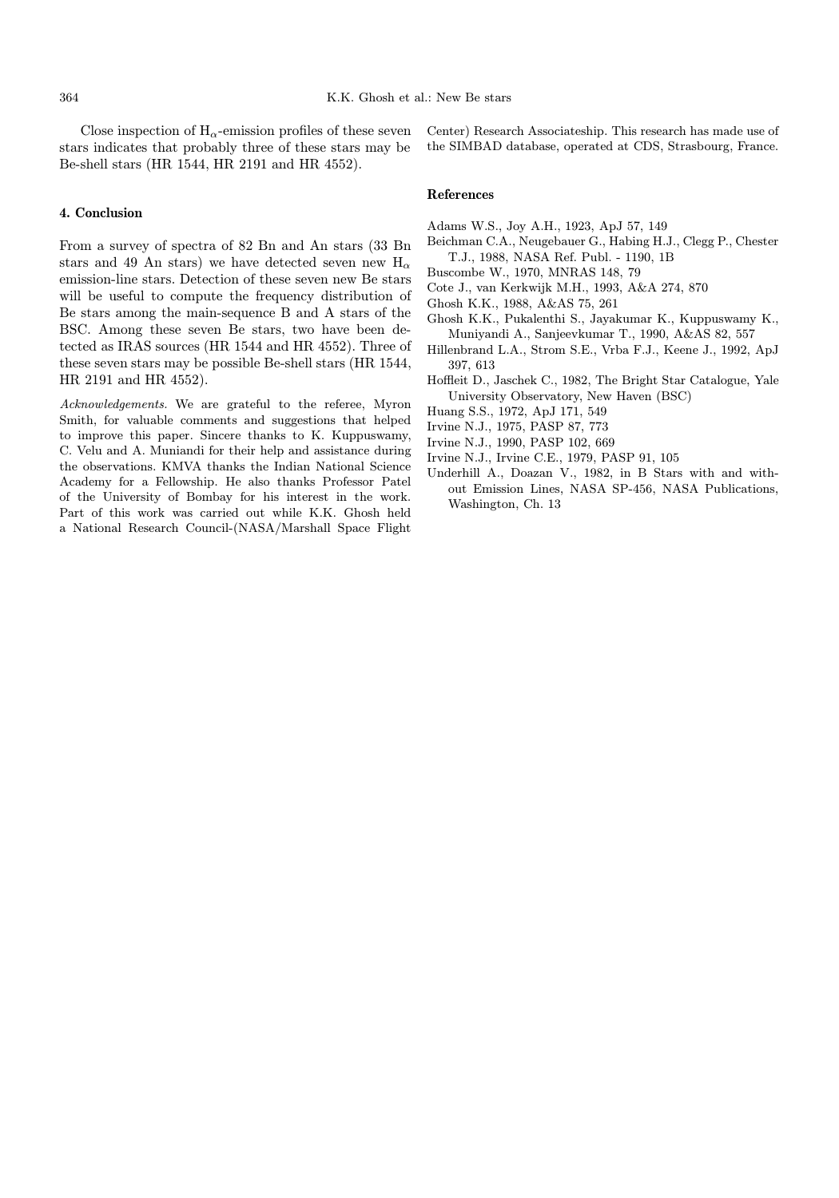Close inspection of $H_\alpha$-emission profiles of these seven stars indicates that probably three of these stars may be Be-shell stars (HR 1544, HR 2191 and HR 4552).

## 4. Conclusion

From a survey of spectra of 82 Bn and An stars (33 Bn stars and 49 An stars) we have detected seven new $H_\alpha$ emission-line stars. Detection of these seven new Be stars will be useful to compute the frequency distribution of Be stars among the main-sequence B and A stars of the BSC. Among these seven Be stars, two have been detected as IRAS sources (HR 1544 and HR 4552). Three of these seven stars may be possible Be-shell stars (HR 1544, HR 2191 and HR 4552).

*Acknowledgements.* We are grateful to the referee, Myron Smith, for valuable comments and suggestions that helped to improve this paper. Sincere thanks to K. Kuppuswamy, C. Velu and A. Muniandi for their help and assistance during the observations. KMVA thanks the Indian National Science Academy for a Fellowship. He also thanks Professor Patel of the University of Bombay for his interest in the work. Part of this work was carried out while K.K. Ghosh held a National Research Council-(NASA/Marshall Space Flight Center) Research Associateship. This research has made use of the SIMBAD database, operated at CDS, Strasbourg, France.

## References

Adams W.S., Joy A.H., 1923, ApJ 57, 149

Beichman C.A., Neugebauer G., Habing H.J., Clegg P., Chester T.J., 1988, NASA Ref. Publ. - 1190, 1B

Buscombe W., 1970, MNRAS 148, 79

Cote J., van Kerkwijk M.H., 1993, A&A 274, 870

Ghosh K.K., 1988, A&AS 75, 261

Ghosh K.K., Pukalenthi S., Jayakumar K., Kuppuswamy K., Muniyandi A., Sanjeevkumar T., 1990, A&AS 82, 557

Hillenbrand L.A., Strom S.E., Vrba F.J., Keene J., 1992, ApJ 397, 613

Hoffleit D., Jaschek C., 1982, The Bright Star Catalogue, Yale University Observatory, New Haven (BSC)

Huang S.S., 1972, ApJ 171, 549

Irvine N.J., 1975, PASP 87, 773

Irvine N.J., 1990, PASP 102, 669

Irvine N.J., Irvine C.E., 1979, PASP 91, 105

Underhill A., Doazan V., 1982, in B Stars with and without Emission Lines, NASA SP-456, NASA Publications, Washington, Ch. 13